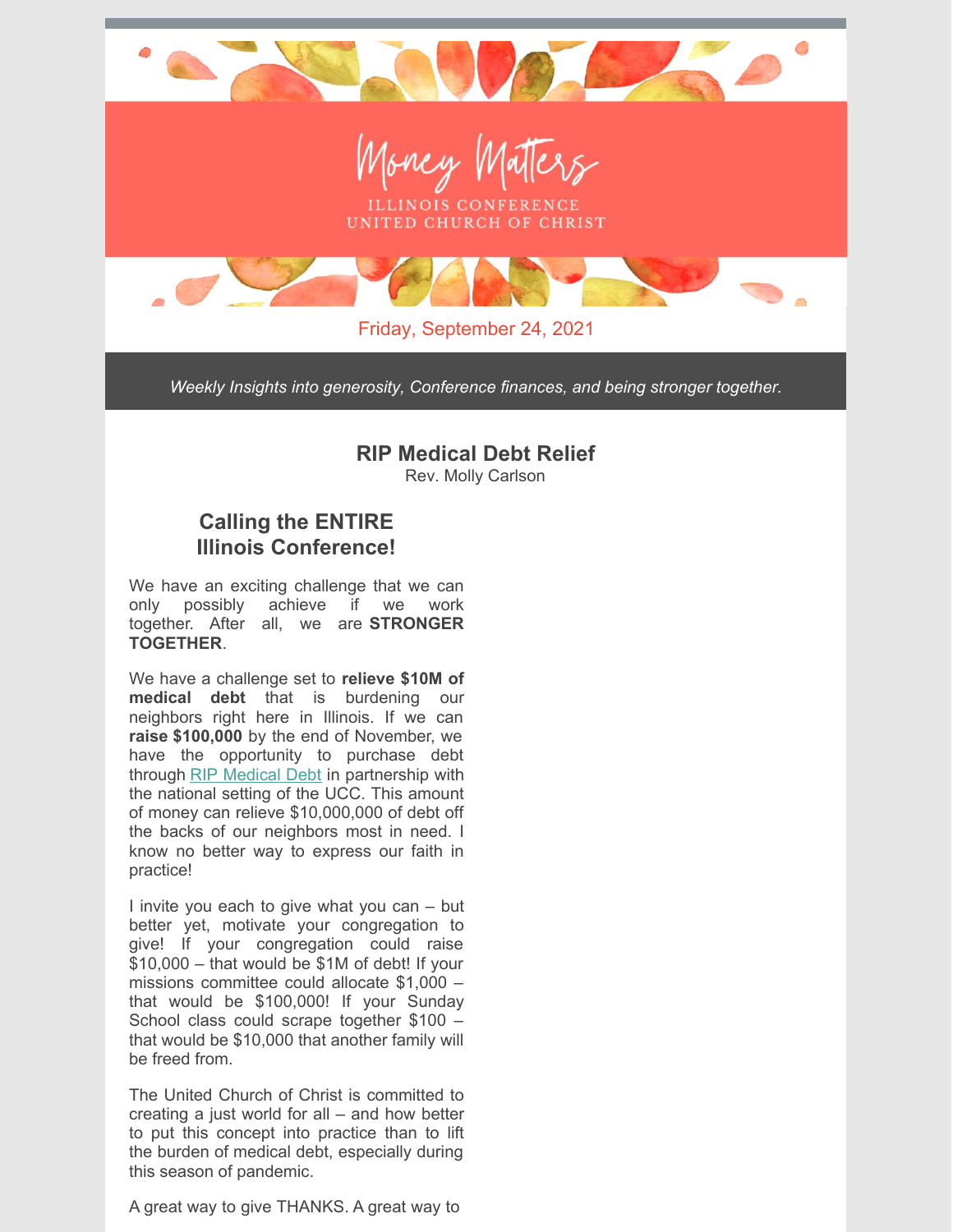# Money Matters

ILLINOIS CONFERENCE
UNITED CHURCH OF CHRIST

Friday, September 24, 2021

*Weekly Insights into generosity, Conference finances, and being stronger together.*

## RIP Medical Debt Relief

Rev. Molly Carlson

### Calling the ENTIRE Illinois Conference!

We have an exciting challenge that we can only possibly achieve if we work together. After all, we are **STRONGER TOGETHER**.

We have a challenge set to **relieve $10M of medical debt** that is burdening our neighbors right here in Illinois. If we can **raise $100,000** by the end of November, we have the opportunity to purchase debt through RIP Medical Debt in partnership with the national setting of the UCC. This amount of money can relieve $10,000,000 of debt off the backs of our neighbors most in need. I know no better way to express our faith in practice!

I invite you each to give what you can – but better yet, motivate your congregation to give! If your congregation could raise $10,000 – that would be $1M of debt! If your missions committee could allocate $1,000 – that would be $100,000! If your Sunday School class could scrape together $100 – that would be $10,000 that another family will be freed from.

The United Church of Christ is committed to creating a just world for all – and how better to put this concept into practice than to lift the burden of medical debt, especially during this season of pandemic.

A great way to give THANKS. A great way to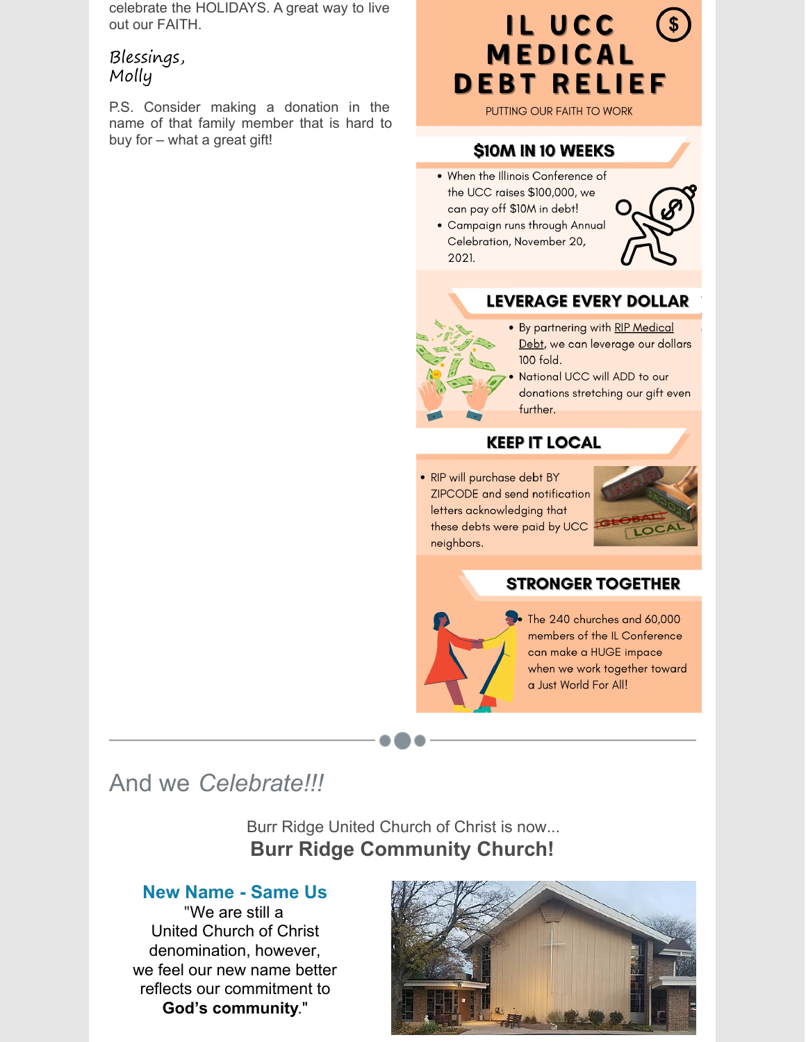celebrate the HOLIDAYS. A great way to live out our FAITH.

*Blessings,*
*Molly*

P.S. Consider making a donation in the name of that family member that is hard to buy for – what a great gift!

# IL UCC MEDICAL DEBT RELIEF

PUTTING OUR FAITH TO WORK

## $10M IN 10 WEEKS

- When the Illinois Conference of the UCC raises $100,000, we can pay off $10M in debt!
- Campaign runs through Annual Celebration, November 20, 2021.

## LEVERAGE EVERY DOLLAR

- By partnering with RIP Medical Debt, we can leverage our dollars 100 fold.
- National UCC will ADD to our donations stretching our gift even further.

## KEEP IT LOCAL

- RIP will purchase debt BY ZIPCODE and send notification letters acknowledging that these debts were paid by UCC neighbors.

## STRONGER TOGETHER

- The 240 churches and 60,000 members of the IL Conference can make a HUGE impace when we work together toward a Just World For All!

---

## And we *Celebrate!!!*

Burr Ridge United Church of Christ is now...
**Burr Ridge Community Church!**

### New Name - Same Us

"We are still a United Church of Christ denomination, however, we feel our new name better reflects our commitment to **God's community**."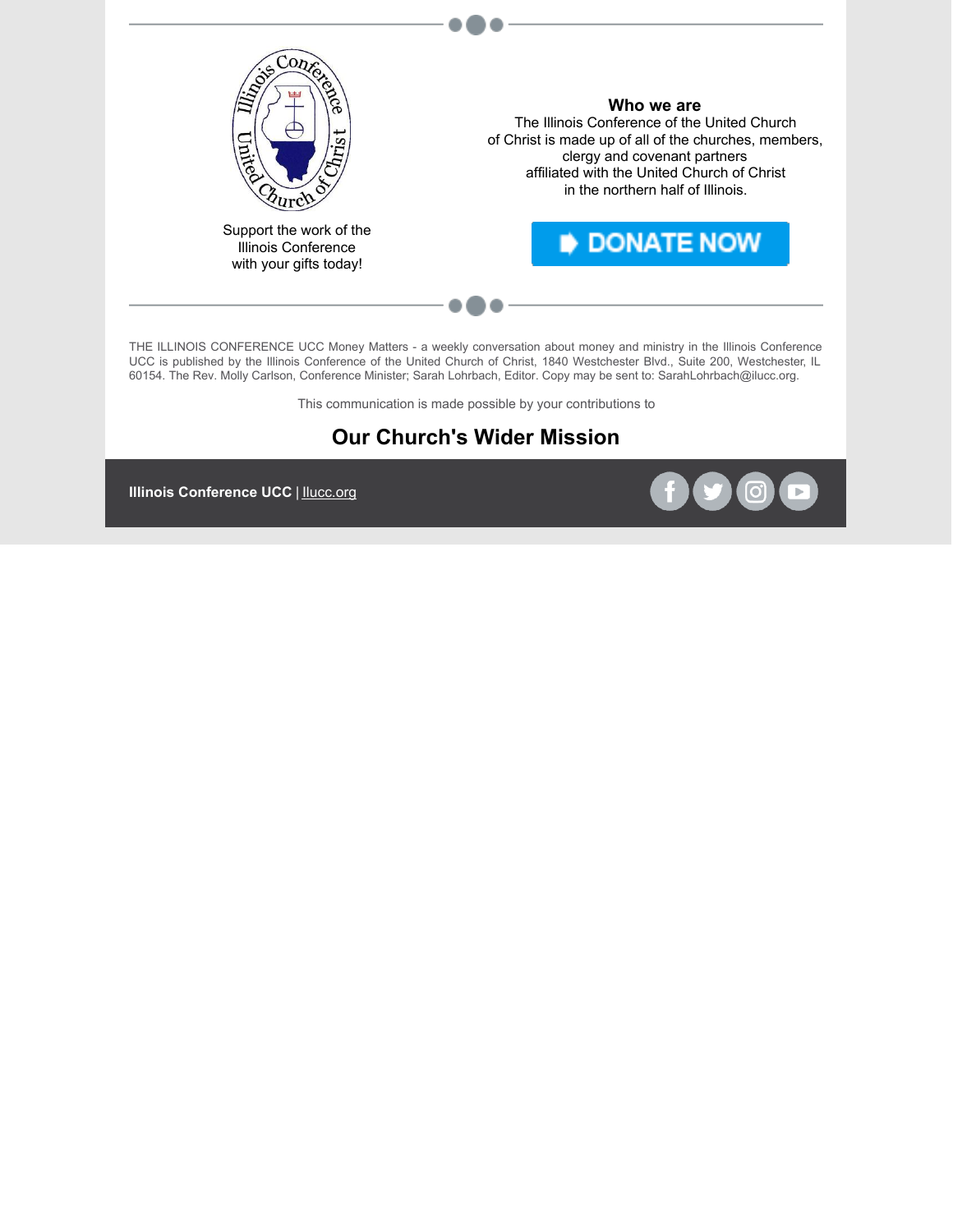Support the work of the Illinois Conference with your gifts today!

**Who we are**

The Illinois Conference of the United Church of Christ is made up of all of the churches, members, clergy and covenant partners affiliated with the United Church of Christ in the northern half of Illinois.

DONATE NOW

THE ILLINOIS CONFERENCE UCC Money Matters - a weekly conversation about money and ministry in the Illinois Conference UCC is published by the Illinois Conference of the United Church of Christ, 1840 Westchester Blvd., Suite 200, Westchester, IL 60154. The Rev. Molly Carlson, Conference Minister; Sarah Lohrbach, Editor. Copy may be sent to: SarahLohrbach@ilucc.org.

This communication is made possible by your contributions to

## Our Church's Wider Mission

**Illinois Conference UCC** | Ilucc.org